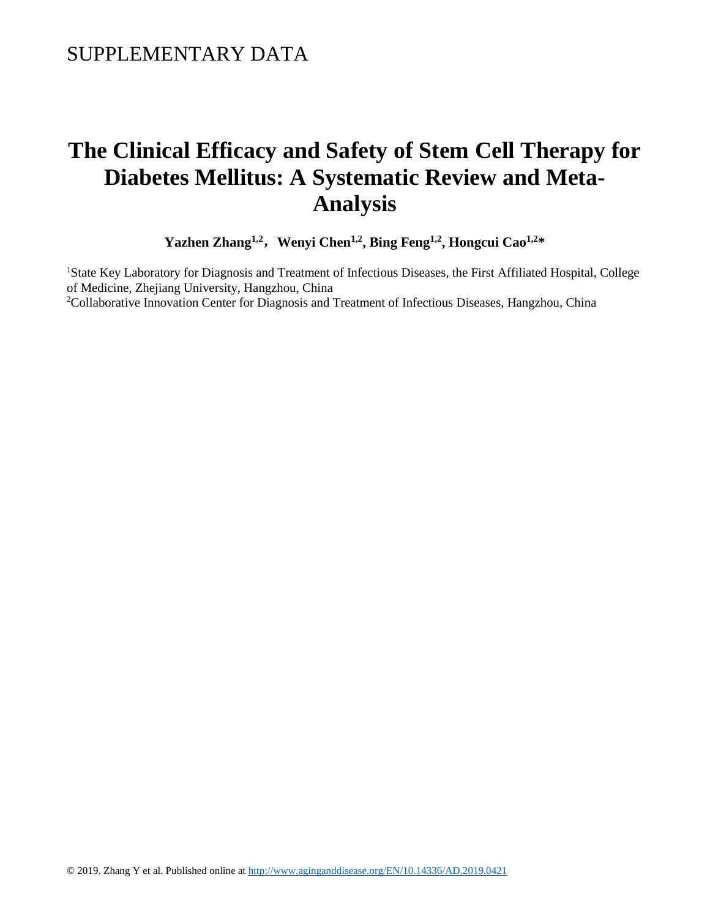SUPPLEMENTARY DATA

# The Clinical Efficacy and Safety of Stem Cell Therapy for Diabetes Mellitus: A Systematic Review and Meta-Analysis

**Yazhen Zhang[1,2], Wenyi Chen[1,2], Bing Feng[1,2], Hongcui Cao[1,2]***

[1]State Key Laboratory for Diagnosis and Treatment of Infectious Diseases, the First Affiliated Hospital, College of Medicine, Zhejiang University, Hangzhou, China

[2]Collaborative Innovation Center for Diagnosis and Treatment of Infectious Diseases, Hangzhou, China

© 2019. Zhang Y et al. Published online at http://www.aginganddisease.org/EN/10.14336/AD.2019.0421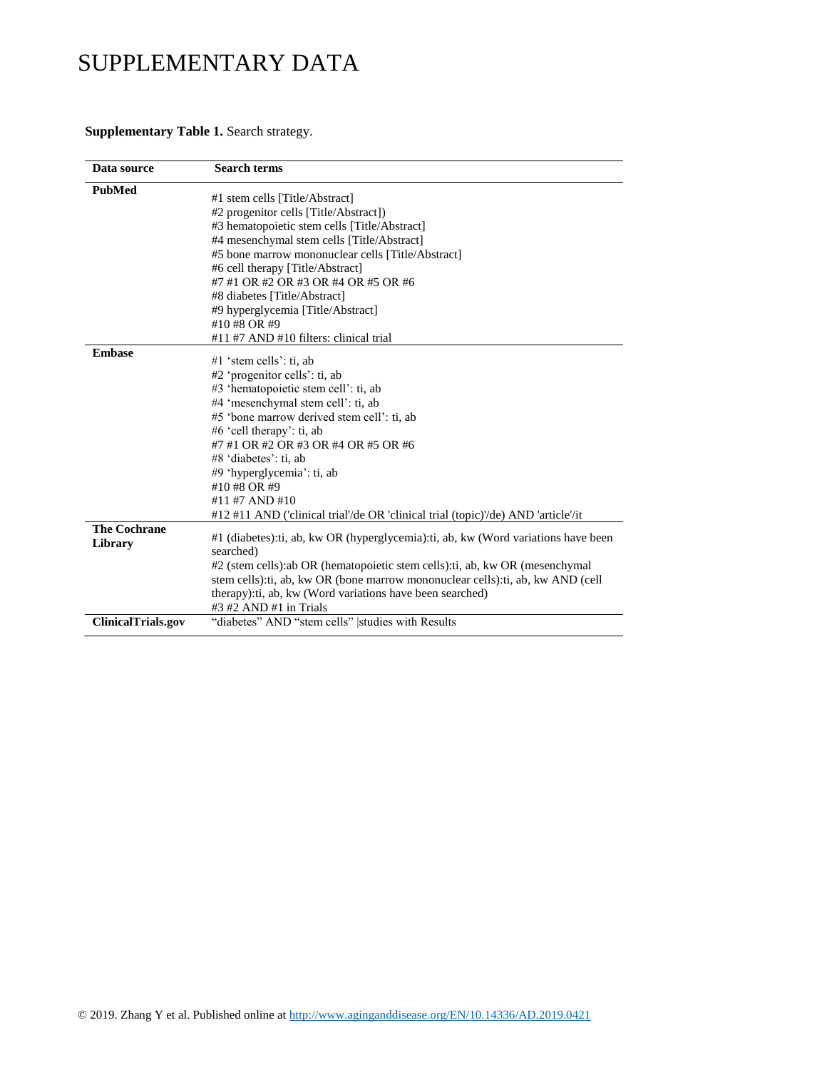# SUPPLEMENTARY DATA

**Supplementary Table 1.** Search strategy.

| Data source | Search terms |
|---|---|
| **PubMed** | #1 stem cells [Title/Abstract]<br>#2 progenitor cells [Title/Abstract])<br>#3 hematopoietic stem cells [Title/Abstract]<br>#4 mesenchymal stem cells [Title/Abstract]<br>#5 bone marrow mononuclear cells [Title/Abstract]<br>#6 cell therapy [Title/Abstract]<br>#7 #1 OR #2 OR #3 OR #4 OR #5 OR #6<br>#8 diabetes [Title/Abstract]<br>#9 hyperglycemia [Title/Abstract]<br>#10 #8 OR #9<br>#11 #7 AND #10 filters: clinical trial |
| **Embase** | #1 'stem cells': ti, ab<br>#2 'progenitor cells': ti, ab<br>#3 'hematopoietic stem cell': ti, ab<br>#4 'mesenchymal stem cell': ti, ab<br>#5 'bone marrow derived stem cell': ti, ab<br>#6 'cell therapy': ti, ab<br>#7 #1 OR #2 OR #3 OR #4 OR #5 OR #6<br>#8 'diabetes': ti, ab<br>#9 'hyperglycemia': ti, ab<br>#10 #8 OR #9<br>#11 #7 AND #10<br>#12 #11 AND ('clinical trial'/de OR 'clinical trial (topic)'/de) AND 'article'/it |
| **The Cochrane Library** | #1 (diabetes):ti, ab, kw OR (hyperglycemia):ti, ab, kw (Word variations have been searched)<br>#2 (stem cells):ab OR (hematopoietic stem cells):ti, ab, kw OR (mesenchymal stem cells):ti, ab, kw OR (bone marrow mononuclear cells):ti, ab, kw AND (cell therapy):ti, ab, kw (Word variations have been searched)<br>#3 #2 AND #1 in Trials |
| **ClinicalTrials.gov** | "diabetes" AND "stem cells" \|studies with Results |

© 2019. Zhang Y et al. Published online at http://www.aginganddisease.org/EN/10.14336/AD.2019.0421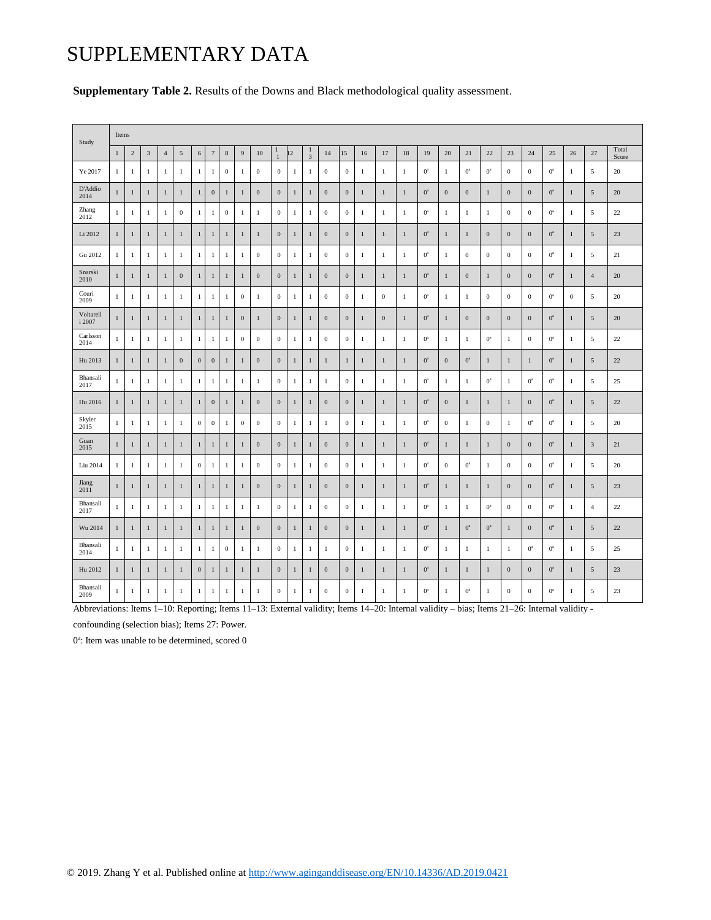# SUPPLEMENTARY DATA

**Supplementary Table 2.** Results of the Downs and Black methodological quality assessment.

| Study | Items | | | | | | | | | | | | | | | | | | | | | | | | | | | |
|---|---|---|---|---|---|---|---|---|---|---|---|---|---|---|---|---|---|---|---|---|---|---|---|---|---|---|---|---|
| | 1 | 2 | 3 | 4 | 5 | 6 | 7 | 8 | 9 | 10 | 11 | 12 | 13 | 14 | 15 | 16 | 17 | 18 | 19 | 20 | 21 | 22 | 23 | 24 | 25 | 26 | 27 | Total Score |
| Ye 2017 | 1 | 1 | 1 | 1 | 1 | 1 | 1 | 0 | 1 | 0 | 0 | 1 | 1 | 0 | 0 | 1 | 1 | 1 | 0[a] | 1 | 0[a] | 0[a] | 0 | 0 | 0[a] | 1 | 5 | 20 |
| D'Addio 2014 | 1 | 1 | 1 | 1 | 1 | 1 | 0 | 1 | 1 | 0 | 0 | 1 | 1 | 0 | 0 | 1 | 1 | 1 | 0[a] | 0 | 0 | 1 | 0 | 0 | 0[a] | 1 | 5 | 20 |
| Zhang 2012 | 1 | 1 | 1 | 1 | 0 | 1 | 1 | 0 | 1 | 1 | 0 | 1 | 1 | 0 | 0 | 1 | 1 | 1 | 0[a] | 1 | 1 | 1 | 0 | 0 | 0[a] | 1 | 5 | 22 |
| Li 2012 | 1 | 1 | 1 | 1 | 1 | 1 | 1 | 1 | 1 | 1 | 0 | 1 | 1 | 0 | 0 | 1 | 1 | 1 | 0[a] | 1 | 1 | 0 | 0 | 0 | 0[a] | 1 | 5 | 23 |
| Gu 2012 | 1 | 1 | 1 | 1 | 1 | 1 | 1 | 1 | 1 | 0 | 0 | 1 | 1 | 0 | 0 | 1 | 1 | 1 | 0[a] | 1 | 0 | 0 | 0 | 0 | 0[a] | 1 | 5 | 21 |
| Snarski 2010 | 1 | 1 | 1 | 1 | 0 | 1 | 1 | 1 | 1 | 0 | 0 | 1 | 1 | 0 | 0 | 1 | 1 | 1 | 0[a] | 1 | 0 | 1 | 0 | 0 | 0[a] | 1 | 4 | 20 |
| Couri 2009 | 1 | 1 | 1 | 1 | 1 | 1 | 1 | 1 | 0 | 1 | 0 | 1 | 1 | 0 | 0 | 1 | 0 | 1 | 0[a] | 1 | 1 | 0 | 0 | 0 | 0[a] | 0 | 5 | 20 |
| Voltarelli 2007 | 1 | 1 | 1 | 1 | 1 | 1 | 1 | 1 | 0 | 1 | 0 | 1 | 1 | 0 | 0 | 1 | 0 | 1 | 0[a] | 1 | 0 | 0 | 0 | 0 | 0[a] | 1 | 5 | 20 |
| Carlsson 2014 | 1 | 1 | 1 | 1 | 1 | 1 | 1 | 1 | 0 | 0 | 0 | 1 | 1 | 0 | 0 | 1 | 1 | 1 | 0[a] | 1 | 1 | 0[a] | 1 | 0 | 0[a] | 1 | 5 | 22 |
| Hu 2013 | 1 | 1 | 1 | 1 | 0 | 0 | 0 | 1 | 1 | 0 | 0 | 1 | 1 | 1 | 1 | 1 | 1 | 1 | 0[a] | 0 | 0[a] | 1 | 1 | 1 | 0[a] | 1 | 5 | 22 |
| Bhansali 2017 | 1 | 1 | 1 | 1 | 1 | 1 | 1 | 1 | 1 | 1 | 0 | 1 | 1 | 1 | 0 | 1 | 1 | 1 | 0[a] | 1 | 1 | 0[a] | 1 | 0[a] | 0[a] | 1 | 5 | 25 |
| Hu 2016 | 1 | 1 | 1 | 1 | 1 | 1 | 0 | 1 | 1 | 0 | 0 | 1 | 1 | 0 | 0 | 1 | 1 | 1 | 0[a] | 0 | 1 | 1 | 1 | 0 | 0[a] | 1 | 5 | 22 |
| Skyler 2015 | 1 | 1 | 1 | 1 | 1 | 0 | 0 | 1 | 0 | 0 | 0 | 1 | 1 | 1 | 0 | 1 | 1 | 1 | 0[a] | 0 | 1 | 0 | 1 | 0[a] | 0[a] | 1 | 5 | 20 |
| Guan 2015 | 1 | 1 | 1 | 1 | 1 | 1 | 1 | 1 | 1 | 0 | 0 | 1 | 1 | 0 | 0 | 1 | 1 | 1 | 0[a] | 1 | 1 | 1 | 0 | 0 | 0[a] | 1 | 3 | 21 |
| Liu 2014 | 1 | 1 | 1 | 1 | 1 | 0 | 1 | 1 | 1 | 0 | 0 | 1 | 1 | 0 | 0 | 1 | 1 | 1 | 0[a] | 0 | 0[a] | 1 | 0 | 0 | 0[a] | 1 | 5 | 20 |
| Jiang 2011 | 1 | 1 | 1 | 1 | 1 | 1 | 1 | 1 | 1 | 0 | 0 | 1 | 1 | 0 | 0 | 1 | 1 | 1 | 0[a] | 1 | 1 | 1 | 0 | 0 | 0[a] | 1 | 5 | 23 |
| Bhansali 2017 | 1 | 1 | 1 | 1 | 1 | 1 | 1 | 1 | 1 | 1 | 0 | 1 | 1 | 0 | 0 | 1 | 1 | 1 | 0[a] | 1 | 1 | 0[a] | 0 | 0 | 0[a] | 1 | 4 | 22 |
| Wu 2014 | 1 | 1 | 1 | 1 | 1 | 1 | 1 | 1 | 1 | 0 | 0 | 1 | 1 | 0 | 0 | 1 | 1 | 1 | 0[a] | 1 | 0[a] | 0[a] | 1 | 0 | 0[a] | 1 | 5 | 22 |
| Bhansali 2014 | 1 | 1 | 1 | 1 | 1 | 1 | 1 | 0 | 1 | 1 | 0 | 1 | 1 | 1 | 0 | 1 | 1 | 1 | 0[a] | 1 | 1 | 1 | 1 | 0[a] | 0[a] | 1 | 5 | 25 |
| Hu 2012 | 1 | 1 | 1 | 1 | 1 | 0 | 1 | 1 | 1 | 1 | 0 | 1 | 1 | 0 | 0 | 1 | 1 | 1 | 0[a] | 1 | 1 | 1 | 0 | 0 | 0[a] | 1 | 5 | 23 |
| Bhansali 2009 | 1 | 1 | 1 | 1 | 1 | 1 | 1 | 1 | 1 | 1 | 0 | 1 | 1 | 0 | 0 | 1 | 1 | 1 | 0[a] | 1 | 0[a] | 1 | 0 | 0 | 0[a] | 1 | 5 | 23 |

Abbreviations: Items 1–10: Reporting; Items 11–13: External validity; Items 14–20: Internal validity – bias; Items 21–26: Internal validity - confounding (selection bias); Items 27: Power.

0[a]: Item was unable to be determined, scored 0

© 2019. Zhang Y et al. Published online at http://www.aginganddisease.org/EN/10.14336/AD.2019.0421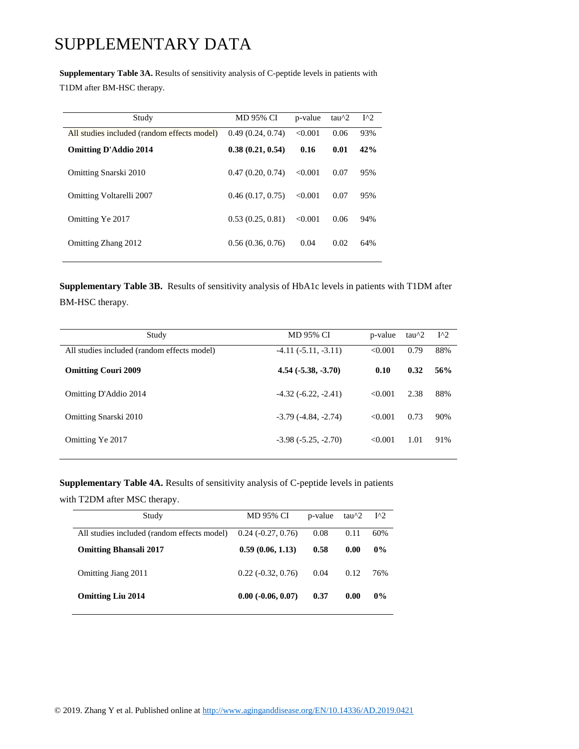# SUPPLEMENTARY DATA

**Supplementary Table 3A.** Results of sensitivity analysis of C-peptide levels in patients with T1DM after BM-HSC therapy.

| Study | MD 95% CI | p-value | tau^2 | I^2 |
|---|---|---|---|---|
| All studies included (random effects model) | 0.49 (0.24, 0.74) | <0.001 | 0.06 | 93% |
| **Omitting D'Addio 2014** | **0.38 (0.21, 0.54)** | **0.16** | **0.01** | **42%** |
| Omitting Snarski 2010 | 0.47 (0.20, 0.74) | <0.001 | 0.07 | 95% |
| Omitting Voltarelli 2007 | 0.46 (0.17, 0.75) | <0.001 | 0.07 | 95% |
| Omitting Ye 2017 | 0.53 (0.25, 0.81) | <0.001 | 0.06 | 94% |
| Omitting Zhang 2012 | 0.56 (0.36, 0.76) | 0.04 | 0.02 | 64% |

**Supplementary Table 3B.** Results of sensitivity analysis of HbA1c levels in patients with T1DM after BM-HSC therapy.

| Study | MD 95% CI | p-value | tau^2 | I^2 |
|---|---|---|---|---|
| All studies included (random effects model) | -4.11 (-5.11, -3.11) | <0.001 | 0.79 | 88% |
| **Omitting Couri 2009** | **4.54 (-5.38, -3.70)** | **0.10** | **0.32** | **56%** |
| Omitting D'Addio 2014 | -4.32 (-6.22, -2.41) | <0.001 | 2.38 | 88% |
| Omitting Snarski 2010 | -3.79 (-4.84, -2.74) | <0.001 | 0.73 | 90% |
| Omitting Ye 2017 | -3.98 (-5.25, -2.70) | <0.001 | 1.01 | 91% |

**Supplementary Table 4A.** Results of sensitivity analysis of C-peptide levels in patients with T2DM after MSC therapy.

| Study | MD 95% CI | p-value | tau^2 | I^2 |
|---|---|---|---|---|
| All studies included (random effects model) | 0.24 (-0.27, 0.76) | 0.08 | 0.11 | 60% |
| **Omitting Bhansali 2017** | **0.59 (0.06, 1.13)** | **0.58** | **0.00** | **0%** |
| Omitting Jiang 2011 | 0.22 (-0.32, 0.76) | 0.04 | 0.12 | 76% |
| **Omitting Liu 2014** | **0.00 (-0.06, 0.07)** | **0.37** | **0.00** | **0%** |

© 2019. Zhang Y et al. Published online at http://www.aginganddisease.org/EN/10.14336/AD.2019.0421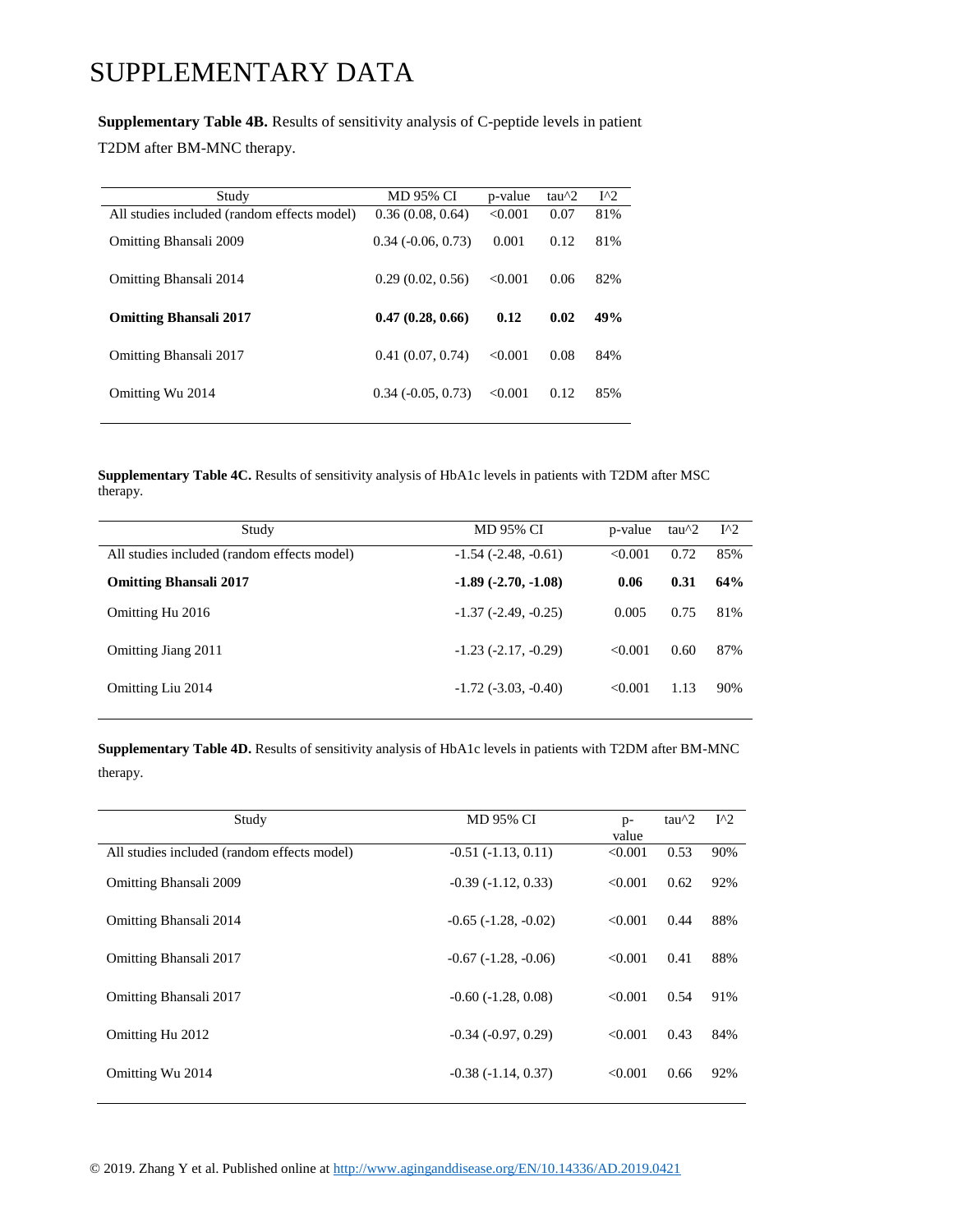# SUPPLEMENTARY DATA

**Supplementary Table 4B.** Results of sensitivity analysis of C-peptide levels in patient T2DM after BM-MNC therapy.

| Study | MD 95% CI | p-value | tau^2 | I^2 |
|---|---|---|---|---|
| All studies included (random effects model) | 0.36 (0.08, 0.64) | <0.001 | 0.07 | 81% |
| Omitting Bhansali 2009 | 0.34 (-0.06, 0.73) | 0.001 | 0.12 | 81% |
| Omitting Bhansali 2014 | 0.29 (0.02, 0.56) | <0.001 | 0.06 | 82% |
| **Omitting Bhansali 2017** | **0.47 (0.28, 0.66)** | **0.12** | **0.02** | **49%** |
| Omitting Bhansali 2017 | 0.41 (0.07, 0.74) | <0.001 | 0.08 | 84% |
| Omitting Wu 2014 | 0.34 (-0.05, 0.73) | <0.001 | 0.12 | 85% |

**Supplementary Table 4C.** Results of sensitivity analysis of HbA1c levels in patients with T2DM after MSC therapy.

| Study | MD 95% CI | p-value | tau^2 | I^2 |
|---|---|---|---|---|
| All studies included (random effects model) | -1.54 (-2.48, -0.61) | <0.001 | 0.72 | 85% |
| **Omitting Bhansali 2017** | **-1.89 (-2.70, -1.08)** | **0.06** | **0.31** | **64%** |
| Omitting Hu 2016 | -1.37 (-2.49, -0.25) | 0.005 | 0.75 | 81% |
| Omitting Jiang 2011 | -1.23 (-2.17, -0.29) | <0.001 | 0.60 | 87% |
| Omitting Liu 2014 | -1.72 (-3.03, -0.40) | <0.001 | 1.13 | 90% |

**Supplementary Table 4D.** Results of sensitivity analysis of HbA1c levels in patients with T2DM after BM-MNC therapy.

| Study | MD 95% CI | p-value | tau^2 | I^2 |
|---|---|---|---|---|
| All studies included (random effects model) | -0.51 (-1.13, 0.11) | <0.001 | 0.53 | 90% |
| Omitting Bhansali 2009 | -0.39 (-1.12, 0.33) | <0.001 | 0.62 | 92% |
| Omitting Bhansali 2014 | -0.65 (-1.28, -0.02) | <0.001 | 0.44 | 88% |
| Omitting Bhansali 2017 | -0.67 (-1.28, -0.06) | <0.001 | 0.41 | 88% |
| Omitting Bhansali 2017 | -0.60 (-1.28, 0.08) | <0.001 | 0.54 | 91% |
| Omitting Hu 2012 | -0.34 (-0.97, 0.29) | <0.001 | 0.43 | 84% |
| Omitting Wu 2014 | -0.38 (-1.14, 0.37) | <0.001 | 0.66 | 92% |

© 2019. Zhang Y et al. Published online at http://www.aginganddisease.org/EN/10.14336/AD.2019.0421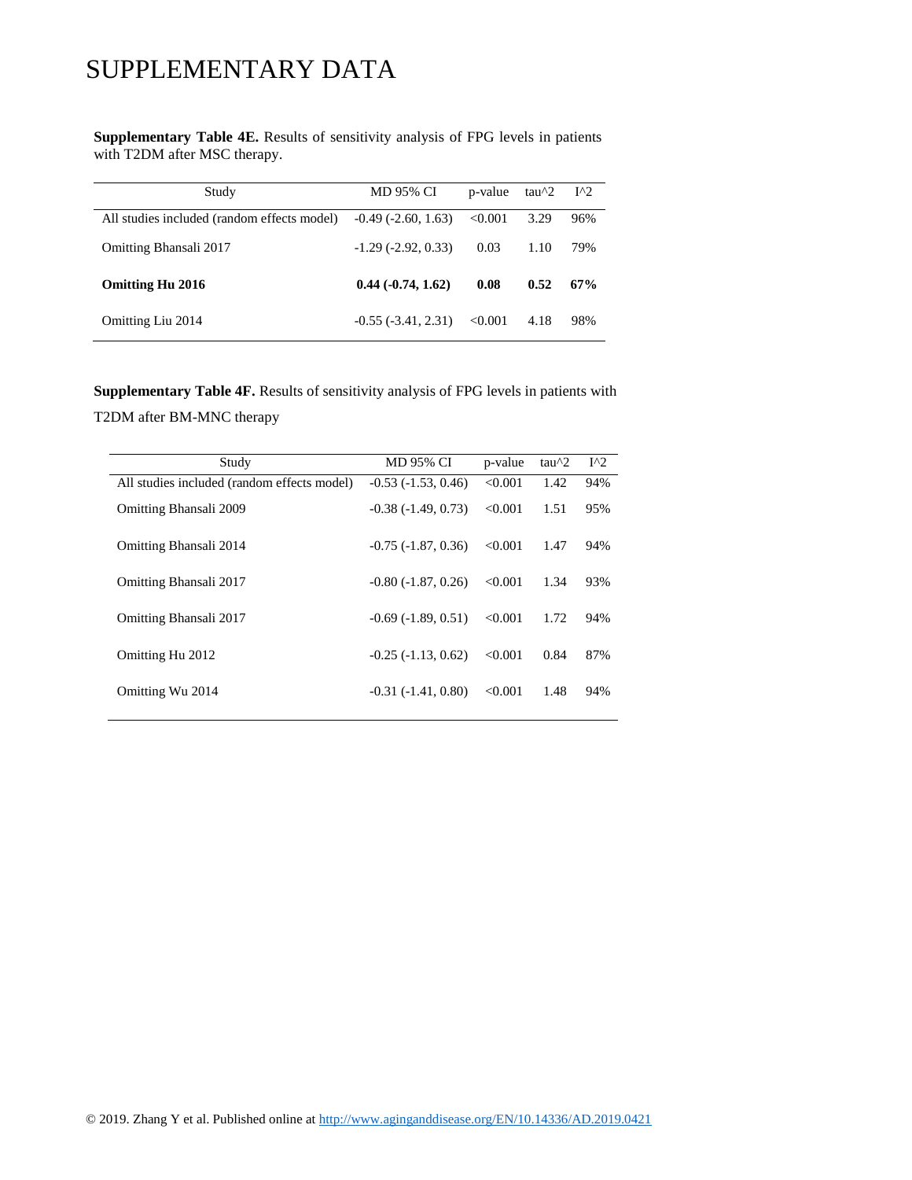# SUPPLEMENTARY DATA

**Supplementary Table 4E.** Results of sensitivity analysis of FPG levels in patients with T2DM after MSC therapy.

| Study | MD 95% CI | p-value | tau^2 | I^2 |
|---|---|---|---|---|
| All studies included (random effects model) | -0.49 (-2.60, 1.63) | <0.001 | 3.29 | 96% |
| Omitting Bhansali 2017 | -1.29 (-2.92, 0.33) | 0.03 | 1.10 | 79% |
| **Omitting Hu 2016** | **0.44 (-0.74, 1.62)** | **0.08** | **0.52** | **67%** |
| Omitting Liu 2014 | -0.55 (-3.41, 2.31) | <0.001 | 4.18 | 98% |

**Supplementary Table 4F.** Results of sensitivity analysis of FPG levels in patients with T2DM after BM-MNC therapy

| Study | MD 95% CI | p-value | tau^2 | I^2 |
|---|---|---|---|---|
| All studies included (random effects model) | -0.53 (-1.53, 0.46) | <0.001 | 1.42 | 94% |
| Omitting Bhansali 2009 | -0.38 (-1.49, 0.73) | <0.001 | 1.51 | 95% |
| Omitting Bhansali 2014 | -0.75 (-1.87, 0.36) | <0.001 | 1.47 | 94% |
| Omitting Bhansali 2017 | -0.80 (-1.87, 0.26) | <0.001 | 1.34 | 93% |
| Omitting Bhansali 2017 | -0.69 (-1.89, 0.51) | <0.001 | 1.72 | 94% |
| Omitting Hu 2012 | -0.25 (-1.13, 0.62) | <0.001 | 0.84 | 87% |
| Omitting Wu 2014 | -0.31 (-1.41, 0.80) | <0.001 | 1.48 | 94% |

© 2019. Zhang Y et al. Published online at http://www.aginganddisease.org/EN/10.14336/AD.2019.0421